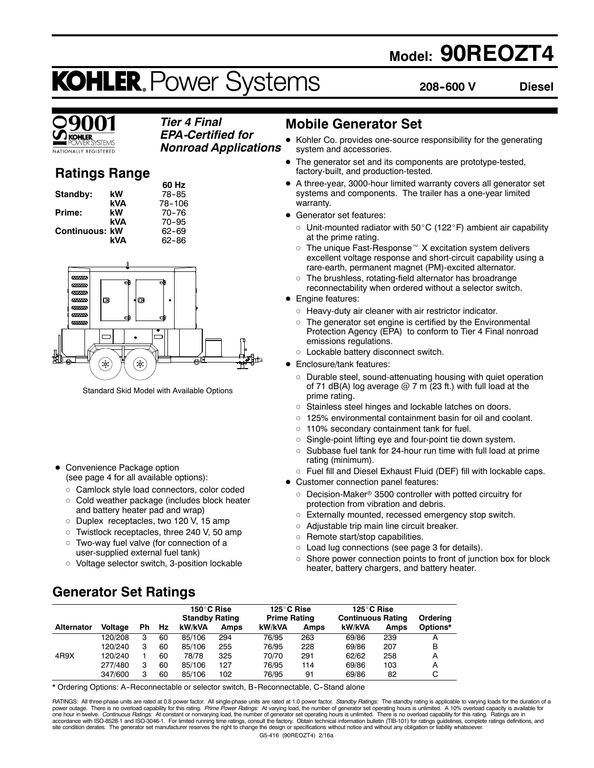# Model: 90REOZT4

# KOHLER. Power Systems

**208-600 V** **Diesel**

ISO 9001 KOHLER POWER SYSTEMS NATIONALLY REGISTERED

***Tier 4 Final EPA-Certified for Nonroad Applications***

## Ratings Range

| | | 60 Hz |
|---|---|---|
| **Standby:** | **kW** | 78-85 |
| | **kVA** | 78-106 |
| **Prime:** | **kW** | 70-76 |
| | **kVA** | 70-95 |
| **Continuous:** | **kW** | 62-69 |
| | **kVA** | 62-86 |

Standard Skid Model with Available Options

- Convenience Package option (see page 4 for all available options):
  - Camlock style load connectors, color coded
  - Cold weather package (includes block heater and battery heater pad and wrap)
  - Duplex receptacles, two 120 V, 15 amp
  - Twistlock receptacles, three 240 V, 50 amp
  - Two-way fuel valve (for connection of a user-supplied external fuel tank)
  - Voltage selector switch, 3-position lockable

## Mobile Generator Set

- Kohler Co. provides one-source responsibility for the generating system and accessories.
- The generator set and its components are prototype-tested, factory-built, and production-tested.
- A three-year, 3000-hour limited warranty covers all generator set systems and components. The trailer has a one-year limited warranty.
- Generator set features:
  - Unit-mounted radiator with 50°C (122°F) ambient air capability at the prime rating.
  - The unique Fast-Response™ X excitation system delivers excellent voltage response and short-circuit capability using a rare-earth, permanent magnet (PM)-excited alternator.
  - The brushless, rotating-field alternator has broadrange reconnectability when ordered without a selector switch.
- Engine features:
  - Heavy-duty air cleaner with air restrictor indicator.
  - The generator set engine is certified by the Environmental Protection Agency (EPA) to conform to Tier 4 Final nonroad emissions regulations.
  - Lockable battery disconnect switch.
- Enclosure/tank features:
  - Durable steel, sound-attenuating housing with quiet operation of 71 dB(A) log average @ 7 m (23 ft.) with full load at the prime rating.
  - Stainless steel hinges and lockable latches on doors.
  - 125% environmental containment basin for oil and coolant.
  - 110% secondary containment tank for fuel.
  - Single-point lifting eye and four-point tie down system.
  - Subbase fuel tank for 24-hour run time with full load at prime rating (minimum).
  - Fuel fill and Diesel Exhaust Fluid (DEF) fill with lockable caps.
- Customer connection panel features:
  - Decision-Maker® 3500 controller with potted circuitry for protection from vibration and debris.
  - Externally mounted, recessed emergency stop switch.
  - Adjustable trip main line circuit breaker.
  - Remote start/stop capabilities.
  - Load lug connections (see page 3 for details).
  - Shore power connection points to front of junction box for block heater, battery chargers, and battery heater.

## Generator Set Ratings

| | | | | 150°C Rise Standby Rating | | 125°C Rise Prime Rating | | 125°C Rise Continuous Rating | | |
|---|---|---|---|---|---|---|---|---|---|---|
| **Alternator** | **Voltage** | **Ph** | **Hz** | **kW/kVA** | **Amps** | **kW/kVA** | **Amps** | **kW/kVA** | **Amps** | **Ordering Options*** |
| 4R9X | 120/208 | 3 | 60 | 85/106 | 294 | 76/95 | 263 | 69/86 | 239 | A |
| | 120/240 | 3 | 60 | 85/106 | 255 | 76/95 | 228 | 69/86 | 207 | B |
| | 120/240 | 1 | 60 | 78/78 | 325 | 70/70 | 291 | 62/62 | 258 | A |
| | 277/480 | 3 | 60 | 85/106 | 127 | 76/95 | 114 | 69/86 | 103 | A |
| | 347/600 | 3 | 60 | 85/106 | 102 | 76/95 | 91 | 69/86 | 82 | C |

* Ordering Options: A-Reconnectable or selector switch, B-Reconnectable, C-Stand alone

RATINGS: All three-phase units are rated at 0.8 power factor. All single-phase units are rated at 1.0 power factor. *Standby Ratings:* The standby rating is applicable to varying loads for the duration of a power outage. There is no overload capability for this rating. *Prime Power Ratings:* At varying load, the number of generator set operating hours is unlimited. A 10% overload capacity is available for one hour in twelve. *Continuous Ratings:* At constant or nonvarying load, the number of generator set operating hours is unlimited. There is no overload capability for this rating. Ratings are in accordance with ISO-8528-1 and ISO-3046-1. For limited running time ratings, consult the factory. Obtain technical information bulletin (TIB-101) for ratings guidelines, complete ratings definitions, and site condition derates. The generator set manufacturer reserves the right to change the design or specifications without notice and without any obligation or liability whatsoever.

G5-416 (90REOZT4) 2/16a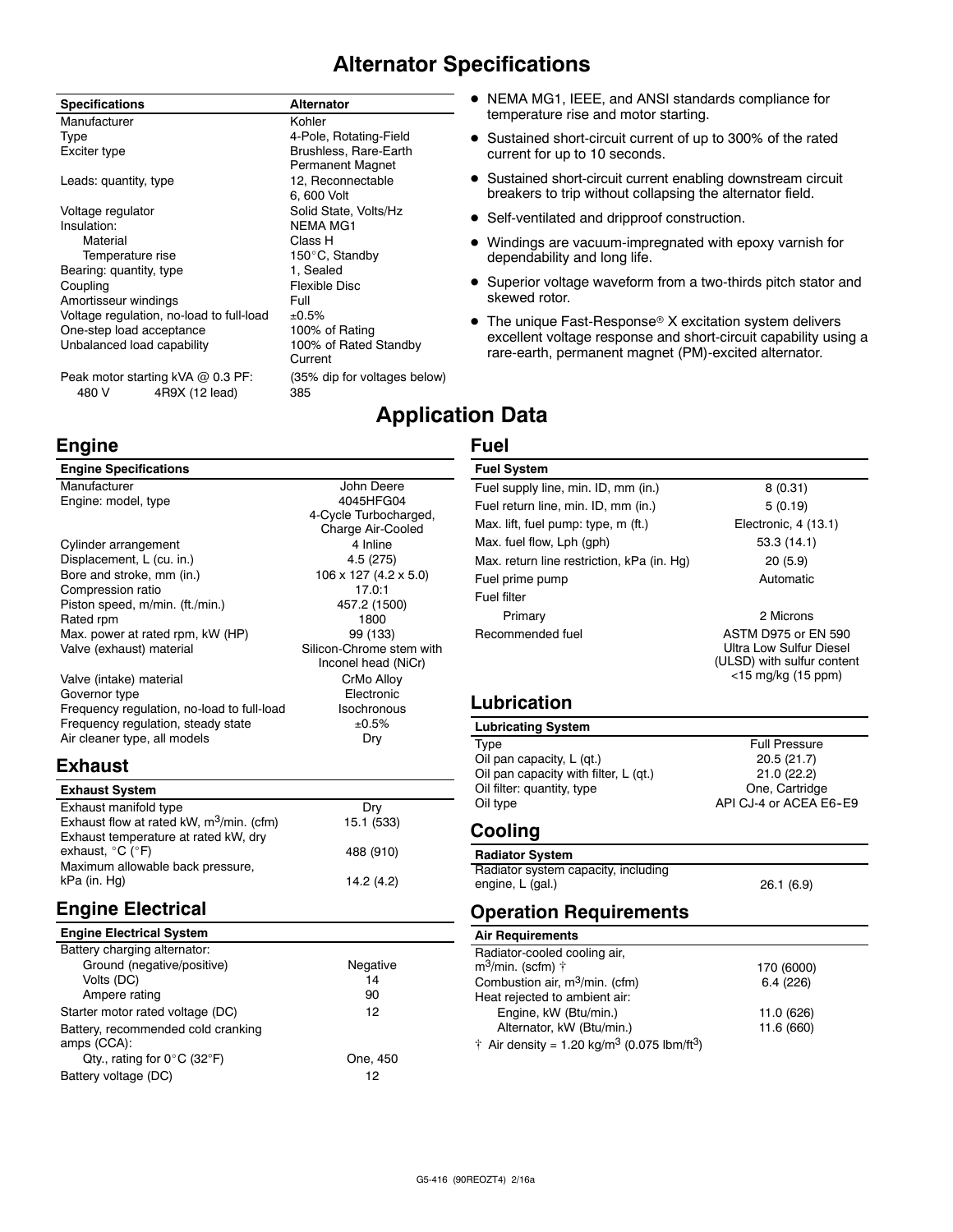# Alternator Specifications

| Specifications | Alternator |
|---|---|
| Manufacturer | Kohler |
| Type | 4-Pole, Rotating-Field |
| Exciter type | Brushless, Rare-Earth Permanent Magnet |
| Leads: quantity, type | 12, Reconnectable 6, 600 Volt |
| Voltage regulator | Solid State, Volts/Hz |
| Insulation: | NEMA MG1 |
| Material | Class H |
| Temperature rise | 150°C, Standby |
| Bearing: quantity, type | 1, Sealed |
| Coupling | Flexible Disc |
| Amortisseur windings | Full |
| Voltage regulation, no-load to full-load | ±0.5% |
| One-step load acceptance | 100% of Rating |
| Unbalanced load capability | 100% of Rated Standby Current |
| Peak motor starting kVA @ 0.3 PF: | (35% dip for voltages below) |
| 480 V 4R9X (12 lead) | 385 |

- NEMA MG1, IEEE, and ANSI standards compliance for temperature rise and motor starting.
- Sustained short-circuit current of up to 300% of the rated current for up to 10 seconds.
- Sustained short-circuit current enabling downstream circuit breakers to trip without collapsing the alternator field.
- Self-ventilated and dripproof construction.
- Windings are vacuum-impregnated with epoxy varnish for dependability and long life.
- Superior voltage waveform from a two-thirds pitch stator and skewed rotor.
- The unique Fast-Response® X excitation system delivers excellent voltage response and short-circuit capability using a rare-earth, permanent magnet (PM)-excited alternator.

# Application Data

## Engine

| Engine Specifications | |
|---|---|
| Manufacturer | John Deere |
| Engine: model, type | 4045HFG04 4-Cycle Turbocharged, Charge Air-Cooled |
| Cylinder arrangement | 4 Inline |
| Displacement, L (cu. in.) | 4.5 (275) |
| Bore and stroke, mm (in.) | 106 x 127 (4.2 x 5.0) |
| Compression ratio | 17.0:1 |
| Piston speed, m/min. (ft./min.) | 457.2 (1500) |
| Rated rpm | 1800 |
| Max. power at rated rpm, kW (HP) | 99 (133) |
| Valve (exhaust) material | Silicon-Chrome stem with Inconel head (NiCr) |
| Valve (intake) material | CrMo Alloy |
| Governor type | Electronic |
| Frequency regulation, no-load to full-load | Isochronous |
| Frequency regulation, steady state | ±0.5% |
| Air cleaner type, all models | Dry |

## Exhaust

| Exhaust System | |
|---|---|
| Exhaust manifold type | Dry |
| Exhaust flow at rated kW, $m^3$/min. (cfm) | 15.1 (533) |
| Exhaust temperature at rated kW, dry exhaust, °C (°F) | 488 (910) |
| Maximum allowable back pressure, kPa (in. Hg) | 14.2 (4.2) |

## Engine Electrical

| Engine Electrical System | |
|---|---|
| Battery charging alternator: | |
| Ground (negative/positive) | Negative |
| Volts (DC) | 14 |
| Ampere rating | 90 |
| Starter motor rated voltage (DC) | 12 |
| Battery, recommended cold cranking amps (CCA): | |
| Qty., rating for 0°C (32°F) | One, 450 |
| Battery voltage (DC) | 12 |

## Fuel

| Fuel System | |
|---|---|
| Fuel supply line, min. ID, mm (in.) | 8 (0.31) |
| Fuel return line, min. ID, mm (in.) | 5 (0.19) |
| Max. lift, fuel pump: type, m (ft.) | Electronic, 4 (13.1) |
| Max. fuel flow, Lph (gph) | 53.3 (14.1) |
| Max. return line restriction, kPa (in. Hg) | 20 (5.9) |
| Fuel prime pump | Automatic |
| Fuel filter | |
| Primary | 2 Microns |
| Recommended fuel | ASTM D975 or EN 590 Ultra Low Sulfur Diesel (ULSD) with sulfur content <15 mg/kg (15 ppm) |

## Lubrication

| Lubricating System | |
|---|---|
| Type | Full Pressure |
| Oil pan capacity, L (qt.) | 20.5 (21.7) |
| Oil pan capacity with filter, L (qt.) | 21.0 (22.2) |
| Oil filter: quantity, type | One, Cartridge |
| Oil type | API CJ-4 or ACEA E6-E9 |

## Cooling

| Radiator System | |
|---|---|
| Radiator system capacity, including engine, L (gal.) | 26.1 (6.9) |

## Operation Requirements

| Air Requirements | |
|---|---|
| Radiator-cooled cooling air, $m^3$/min. (scfm) † | 170 (6000) |
| Combustion air, $m^3$/min. (cfm) | 6.4 (226) |
| Heat rejected to ambient air: | |
| Engine, kW (Btu/min.) | 11.0 (626) |
| Alternator, kW (Btu/min.) | 11.6 (660) |

† Air density = 1.20 kg/$m^3$ (0.075 lbm/$ft^3$)

G5-416 (90REOZT4) 2/16a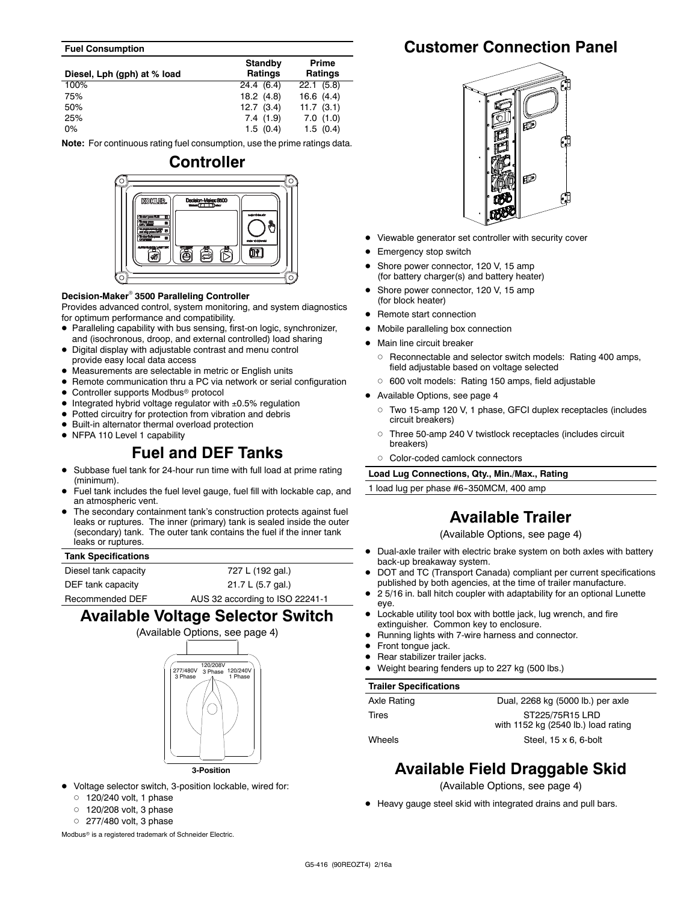| Fuel Consumption | | |
|---|---|---|
| Diesel, Lph (gph) at % load | Standby Ratings | Prime Ratings |
| 100% | 24.4 (6.4) | 22.1 (5.8) |
| 75% | 18.2 (4.8) | 16.6 (4.4) |
| 50% | 12.7 (3.4) | 11.7 (3.1) |
| 25% | 7.4 (1.9) | 7.0 (1.0) |
| 0% | 1.5 (0.4) | 1.5 (0.4) |

**Note:** For continuous rating fuel consumption, use the prime ratings data.

## Controller

**Decision-Maker® 3500 Paralleling Controller**

Provides advanced control, system monitoring, and system diagnostics for optimum performance and compatibility.

- Paralleling capability with bus sensing, first-on logic, synchronizer, and (isochronous, droop, and external controlled) load sharing
- Digital display with adjustable contrast and menu control provide easy local data access
- Measurements are selectable in metric or English units
- Remote communication thru a PC via network or serial configuration
- Controller supports Modbus® protocol
- Integrated hybrid voltage regulator with ±0.5% regulation
- Potted circuitry for protection from vibration and debris
- Built-in alternator thermal overload protection
- NFPA 110 Level 1 capability

## Fuel and DEF Tanks

- Subbase fuel tank for 24-hour run time with full load at prime rating (minimum).
- Fuel tank includes the fuel level gauge, fuel fill with lockable cap, and an atmospheric vent.
- The secondary containment tank's construction protects against fuel leaks or ruptures. The inner (primary) tank is sealed inside the outer (secondary) tank. The outer tank contains the fuel if the inner tank leaks or ruptures.

| Tank Specifications | |
|---|---|
| Diesel tank capacity | 727 L (192 gal.) |
| DEF tank capacity | 21.7 L (5.7 gal.) |
| Recommended DEF | AUS 32 according to ISO 22241-1 |

## Available Voltage Selector Switch

(Available Options, see page 4)

3-Position

- Voltage selector switch, 3-position lockable, wired for:
  - 120/240 volt, 1 phase
  - 120/208 volt, 3 phase
  - 277/480 volt, 3 phase

Modbus® is a registered trademark of Schneider Electric.

## Customer Connection Panel

- Viewable generator set controller with security cover
- Emergency stop switch
- Shore power connector, 120 V, 15 amp (for battery charger(s) and battery heater)
- Shore power connector, 120 V, 15 amp (for block heater)
- Remote start connection
- Mobile paralleling box connection
- Main line circuit breaker
  - Reconnectable and selector switch models: Rating 400 amps, field adjustable based on voltage selected
  - 600 volt models: Rating 150 amps, field adjustable
- Available Options, see page 4
  - Two 15-amp 120 V, 1 phase, GFCI duplex receptacles (includes circuit breakers)
  - Three 50-amp 240 V twistlock receptacles (includes circuit breakers)
  - Color-coded camlock connectors

| Load Lug Connections, Qty., Min./Max., Rating |
|---|
| 1 load lug per phase #6-350MCM, 400 amp |

## Available Trailer

(Available Options, see page 4)

- Dual-axle trailer with electric brake system on both axles with battery back-up breakaway system.
- DOT and TC (Transport Canada) compliant per current specifications published by both agencies, at the time of trailer manufacture.
- 2 5/16 in. ball hitch coupler with adaptability for an optional Lunette eye.
- Lockable utility tool box with bottle jack, lug wrench, and fire extinguisher. Common key to enclosure.
- Running lights with 7-wire harness and connector.
- Front tongue jack.
- Rear stabilizer trailer jacks.
- Weight bearing fenders up to 227 kg (500 lbs.)

| Trailer Specifications | |
|---|---|
| Axle Rating | Dual, 2268 kg (5000 lb.) per axle |
| Tires | ST225/75R15 LRD with 1152 kg (2540 lb.) load rating |
| Wheels | Steel, 15 x 6, 6-bolt |

## Available Field Draggable Skid

(Available Options, see page 4)

- Heavy gauge steel skid with integrated drains and pull bars.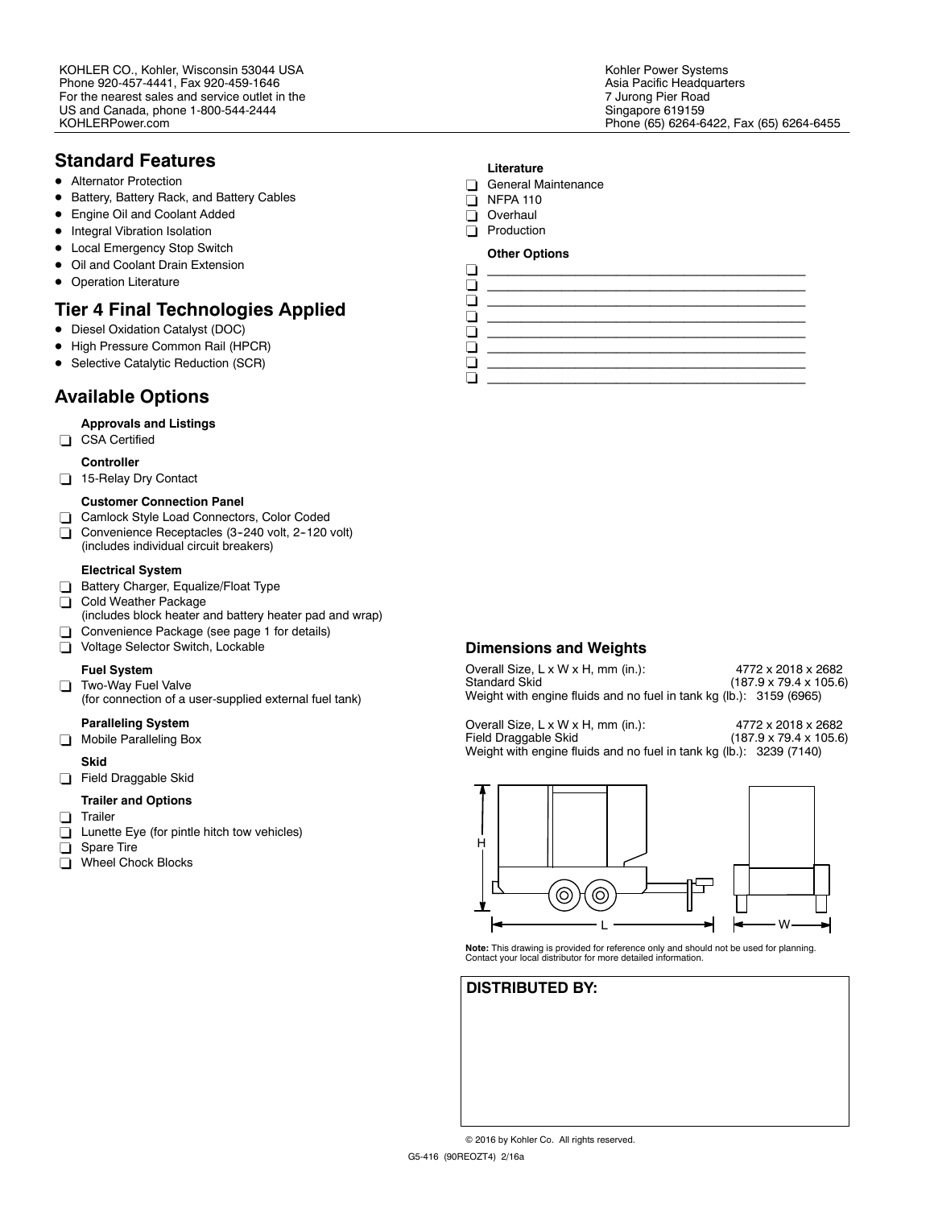KOHLER CO., Kohler, Wisconsin 53044 USA
Phone 920-457-4441, Fax 920-459-1646
For the nearest sales and service outlet in the US and Canada, phone 1-800-544-2444
KOHLERPower.com

Kohler Power Systems
Asia Pacific Headquarters
7 Jurong Pier Road
Singapore 619159
Phone (65) 6264-6422, Fax (65) 6264-6455

## Standard Features

- Alternator Protection
- Battery, Battery Rack, and Battery Cables
- Engine Oil and Coolant Added
- Integral Vibration Isolation
- Local Emergency Stop Switch
- Oil and Coolant Drain Extension
- Operation Literature

## Tier 4 Final Technologies Applied

- Diesel Oxidation Catalyst (DOC)
- High Pressure Common Rail (HPCR)
- Selective Catalytic Reduction (SCR)

## Available Options

**Approvals and Listings**

- ☐ CSA Certified

**Controller**

- ☐ 15-Relay Dry Contact

**Customer Connection Panel**

- ☐ Camlock Style Load Connectors, Color Coded
- ☐ Convenience Receptacles (3-240 volt, 2-120 volt) (includes individual circuit breakers)

**Electrical System**

- ☐ Battery Charger, Equalize/Float Type
- ☐ Cold Weather Package (includes block heater and battery heater pad and wrap)
- ☐ Convenience Package (see page 1 for details)
- ☐ Voltage Selector Switch, Lockable

**Fuel System**

- ☐ Two-Way Fuel Valve (for connection of a user-supplied external fuel tank)

**Paralleling System**

- ☐ Mobile Paralleling Box

**Skid**

- ☐ Field Draggable Skid

**Trailer and Options**

- ☐ Trailer
- ☐ Lunette Eye (for pintle hitch tow vehicles)
- ☐ Spare Tire
- ☐ Wheel Chock Blocks

**Literature**

- ☐ General Maintenance
- ☐ NFPA 110
- ☐ Overhaul
- ☐ Production

**Other Options**

- ☐ ____________________
- ☐ ____________________
- ☐ ____________________
- ☐ ____________________
- ☐ ____________________
- ☐ ____________________
- ☐ ____________________
- ☐ ____________________

## Dimensions and Weights

Overall Size, L x W x H, mm (in.): 4772 x 2018 x 2682
Standard Skid (187.9 x 79.4 x 105.6)
Weight with engine fluids and no fuel in tank kg (lb.): 3159 (6965)

Overall Size, L x W x H, mm (in.): 4772 x 2018 x 2682
Field Draggable Skid (187.9 x 79.4 x 105.6)
Weight with engine fluids and no fuel in tank kg (lb.): 3239 (7140)

H

L

W

**Note:** This drawing is provided for reference only and should not be used for planning. Contact your local distributor for more detailed information.

**DISTRIBUTED BY:**

© 2016 by Kohler Co. All rights reserved.

G5-416 (90REOZT4) 2/16a